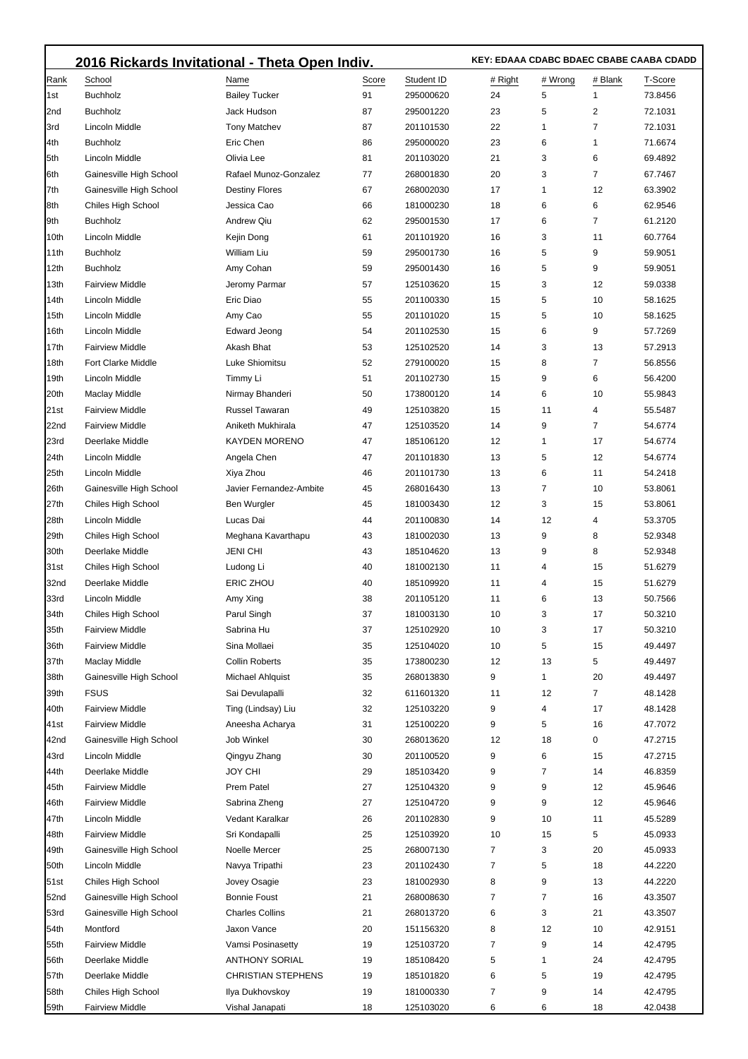## 2016 Rickards Invitational - Theta Open Indiv.

**KEY: EDAAA CDABC BDAEC CBABE CAABA CDADD**

| Rank | School | Name | Score | Student ID | # Right | # Wrong | # Blank | T-Score |
|---|---|---|---|---|---|---|---|---|
| 1st | Buchholz | Bailey Tucker | 91 | 295000620 | 24 | 5 | 1 | 73.8456 |
| 2nd | Buchholz | Jack Hudson | 87 | 295001220 | 23 | 5 | 2 | 72.1031 |
| 3rd | Lincoln Middle | Tony Matchev | 87 | 201101530 | 22 | 1 | 7 | 72.1031 |
| 4th | Buchholz | Eric Chen | 86 | 295000020 | 23 | 6 | 1 | 71.6674 |
| 5th | Lincoln Middle | Olivia Lee | 81 | 201103020 | 21 | 3 | 6 | 69.4892 |
| 6th | Gainesville High School | Rafael Munoz-Gonzalez | 77 | 268001830 | 20 | 3 | 7 | 67.7467 |
| 7th | Gainesville High School | Destiny Flores | 67 | 268002030 | 17 | 1 | 12 | 63.3902 |
| 8th | Chiles High School | Jessica Cao | 66 | 181000230 | 18 | 6 | 6 | 62.9546 |
| 9th | Buchholz | Andrew Qiu | 62 | 295001530 | 17 | 6 | 7 | 61.2120 |
| 10th | Lincoln Middle | Kejin Dong | 61 | 201101920 | 16 | 3 | 11 | 60.7764 |
| 11th | Buchholz | William Liu | 59 | 295001730 | 16 | 5 | 9 | 59.9051 |
| 12th | Buchholz | Amy Cohan | 59 | 295001430 | 16 | 5 | 9 | 59.9051 |
| 13th | Fairview Middle | Jeromy Parmar | 57 | 125103620 | 15 | 3 | 12 | 59.0338 |
| 14th | Lincoln Middle | Eric Diao | 55 | 201100330 | 15 | 5 | 10 | 58.1625 |
| 15th | Lincoln Middle | Amy Cao | 55 | 201101020 | 15 | 5 | 10 | 58.1625 |
| 16th | Lincoln Middle | Edward Jeong | 54 | 201102530 | 15 | 6 | 9 | 57.7269 |
| 17th | Fairview Middle | Akash Bhat | 53 | 125102520 | 14 | 3 | 13 | 57.2913 |
| 18th | Fort Clarke Middle | Luke Shiomitsu | 52 | 279100020 | 15 | 8 | 7 | 56.8556 |
| 19th | Lincoln Middle | Timmy Li | 51 | 201102730 | 15 | 9 | 6 | 56.4200 |
| 20th | Maclay Middle | Nirmay Bhanderi | 50 | 173800120 | 14 | 6 | 10 | 55.9843 |
| 21st | Fairview Middle | Russel Tawaran | 49 | 125103820 | 15 | 11 | 4 | 55.5487 |
| 22nd | Fairview Middle | Aniketh Mukhirala | 47 | 125103520 | 14 | 9 | 7 | 54.6774 |
| 23rd | Deerlake Middle | KAYDEN MORENO | 47 | 185106120 | 12 | 1 | 17 | 54.6774 |
| 24th | Lincoln Middle | Angela Chen | 47 | 201101830 | 13 | 5 | 12 | 54.6774 |
| 25th | Lincoln Middle | Xiya Zhou | 46 | 201101730 | 13 | 6 | 11 | 54.2418 |
| 26th | Gainesville High School | Javier Fernandez-Ambite | 45 | 268016430 | 13 | 7 | 10 | 53.8061 |
| 27th | Chiles High School | Ben Wurgler | 45 | 181003430 | 12 | 3 | 15 | 53.8061 |
| 28th | Lincoln Middle | Lucas Dai | 44 | 201100830 | 14 | 12 | 4 | 53.3705 |
| 29th | Chiles High School | Meghana Kavarthapu | 43 | 181002030 | 13 | 9 | 8 | 52.9348 |
| 30th | Deerlake Middle | JENI CHI | 43 | 185104620 | 13 | 9 | 8 | 52.9348 |
| 31st | Chiles High School | Ludong Li | 40 | 181002130 | 11 | 4 | 15 | 51.6279 |
| 32nd | Deerlake Middle | ERIC ZHOU | 40 | 185109920 | 11 | 4 | 15 | 51.6279 |
| 33rd | Lincoln Middle | Amy Xing | 38 | 201105120 | 11 | 6 | 13 | 50.7566 |
| 34th | Chiles High School | Parul Singh | 37 | 181003130 | 10 | 3 | 17 | 50.3210 |
| 35th | Fairview Middle | Sabrina Hu | 37 | 125102920 | 10 | 3 | 17 | 50.3210 |
| 36th | Fairview Middle | Sina Mollaei | 35 | 125104020 | 10 | 5 | 15 | 49.4497 |
| 37th | Maclay Middle | Collin Roberts | 35 | 173800230 | 12 | 13 | 5 | 49.4497 |
| 38th | Gainesville High School | Michael Ahlquist | 35 | 268013830 | 9 | 1 | 20 | 49.4497 |
| 39th | FSUS | Sai Devulapalli | 32 | 611601320 | 11 | 12 | 7 | 48.1428 |
| 40th | Fairview Middle | Ting (Lindsay) Liu | 32 | 125103220 | 9 | 4 | 17 | 48.1428 |
| 41st | Fairview Middle | Aneesha Acharya | 31 | 125100220 | 9 | 5 | 16 | 47.7072 |
| 42nd | Gainesville High School | Job Winkel | 30 | 268013620 | 12 | 18 | 0 | 47.2715 |
| 43rd | Lincoln Middle | Qingyu Zhang | 30 | 201100520 | 9 | 6 | 15 | 47.2715 |
| 44th | Deerlake Middle | JOY CHI | 29 | 185103420 | 9 | 7 | 14 | 46.8359 |
| 45th | Fairview Middle | Prem Patel | 27 | 125104320 | 9 | 9 | 12 | 45.9646 |
| 46th | Fairview Middle | Sabrina Zheng | 27 | 125104720 | 9 | 9 | 12 | 45.9646 |
| 47th | Lincoln Middle | Vedant Karalkar | 26 | 201102830 | 9 | 10 | 11 | 45.5289 |
| 48th | Fairview Middle | Sri Kondapalli | 25 | 125103920 | 10 | 15 | 5 | 45.0933 |
| 49th | Gainesville High School | Noelle Mercer | 25 | 268007130 | 7 | 3 | 20 | 45.0933 |
| 50th | Lincoln Middle | Navya Tripathi | 23 | 201102430 | 7 | 5 | 18 | 44.2220 |
| 51st | Chiles High School | Jovey Osagie | 23 | 181002930 | 8 | 9 | 13 | 44.2220 |
| 52nd | Gainesville High School | Bonnie Foust | 21 | 268008630 | 7 | 7 | 16 | 43.3507 |
| 53rd | Gainesville High School | Charles Collins | 21 | 268013720 | 6 | 3 | 21 | 43.3507 |
| 54th | Montford | Jaxon Vance | 20 | 151156320 | 8 | 12 | 10 | 42.9151 |
| 55th | Fairview Middle | Vamsi Posinasetty | 19 | 125103720 | 7 | 9 | 14 | 42.4795 |
| 56th | Deerlake Middle | ANTHONY SORIAL | 19 | 185108420 | 5 | 1 | 24 | 42.4795 |
| 57th | Deerlake Middle | CHRISTIAN STEPHENS | 19 | 185101820 | 6 | 5 | 19 | 42.4795 |
| 58th | Chiles High School | Ilya Dukhovskoy | 19 | 181000330 | 7 | 9 | 14 | 42.4795 |
| 59th | Fairview Middle | Vishal Janapati | 18 | 125103020 | 6 | 6 | 18 | 42.0438 |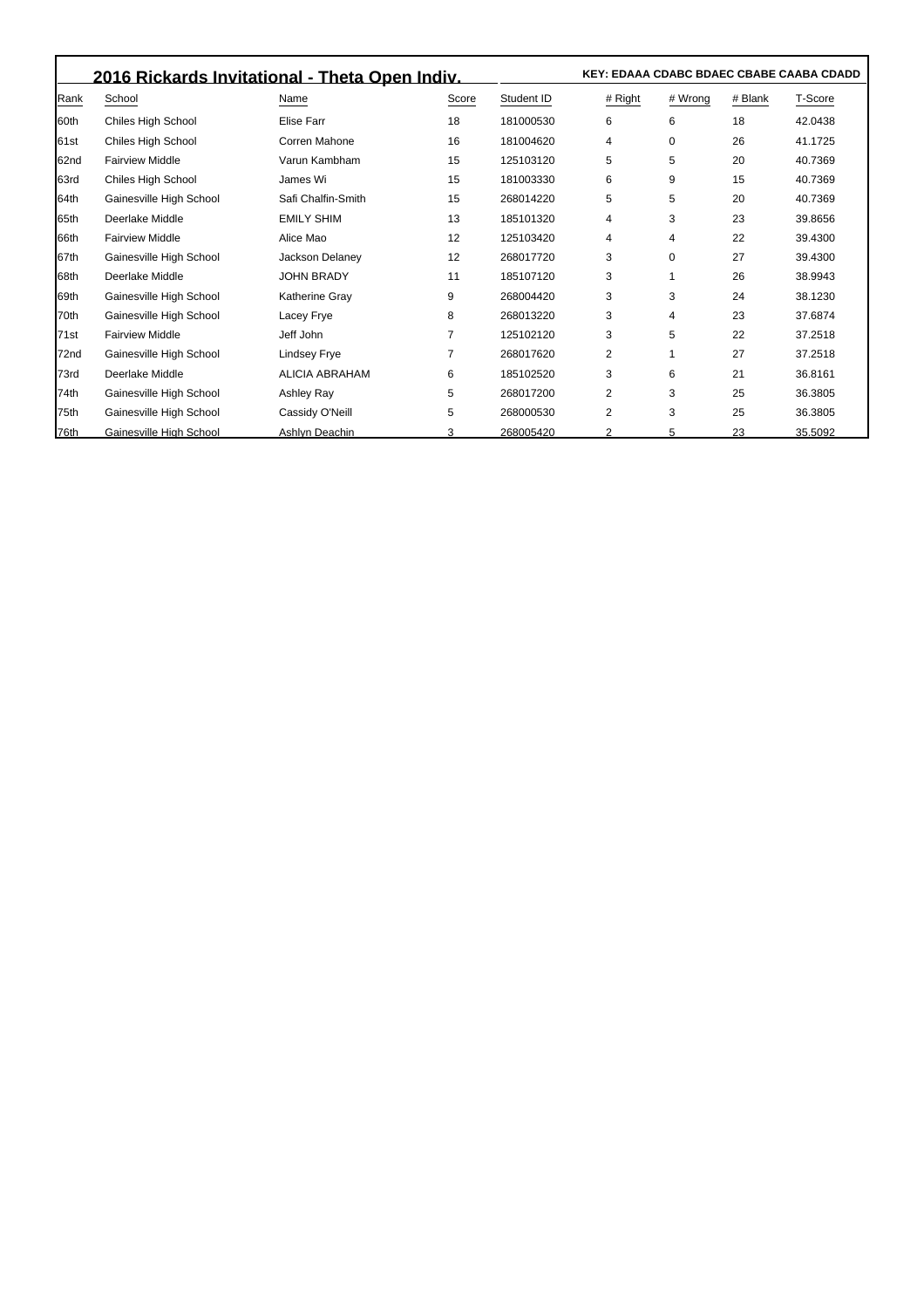## 2016 Rickards Invitational - Theta Open Indiv.

**KEY: EDAAA CDABC BDAEC CBABE CAABA CDADD**

| Rank | School | Name | Score | Student ID | # Right | # Wrong | # Blank | T-Score |
|---|---|---|---|---|---|---|---|---|
| 60th | Chiles High School | Elise Farr | 18 | 181000530 | 6 | 6 | 18 | 42.0438 |
| 61st | Chiles High School | Corren Mahone | 16 | 181004620 | 4 | 0 | 26 | 41.1725 |
| 62nd | Fairview Middle | Varun Kambham | 15 | 125103120 | 5 | 5 | 20 | 40.7369 |
| 63rd | Chiles High School | James Wi | 15 | 181003330 | 6 | 9 | 15 | 40.7369 |
| 64th | Gainesville High School | Safi Chalfin-Smith | 15 | 268014220 | 5 | 5 | 20 | 40.7369 |
| 65th | Deerlake Middle | EMILY SHIM | 13 | 185101320 | 4 | 3 | 23 | 39.8656 |
| 66th | Fairview Middle | Alice Mao | 12 | 125103420 | 4 | 4 | 22 | 39.4300 |
| 67th | Gainesville High School | Jackson Delaney | 12 | 268017720 | 3 | 0 | 27 | 39.4300 |
| 68th | Deerlake Middle | JOHN BRADY | 11 | 185107120 | 3 | 1 | 26 | 38.9943 |
| 69th | Gainesville High School | Katherine Gray | 9 | 268004420 | 3 | 3 | 24 | 38.1230 |
| 70th | Gainesville High School | Lacey Frye | 8 | 268013220 | 3 | 4 | 23 | 37.6874 |
| 71st | Fairview Middle | Jeff John | 7 | 125102120 | 3 | 5 | 22 | 37.2518 |
| 72nd | Gainesville High School | Lindsey Frye | 7 | 268017620 | 2 | 1 | 27 | 37.2518 |
| 73rd | Deerlake Middle | ALICIA ABRAHAM | 6 | 185102520 | 3 | 6 | 21 | 36.8161 |
| 74th | Gainesville High School | Ashley Ray | 5 | 268017200 | 2 | 3 | 25 | 36.3805 |
| 75th | Gainesville High School | Cassidy O'Neill | 5 | 268000530 | 2 | 3 | 25 | 36.3805 |
| 76th | Gainesville High School | Ashlyn Deachin | 3 | 268005420 | 2 | 5 | 23 | 35.5092 |